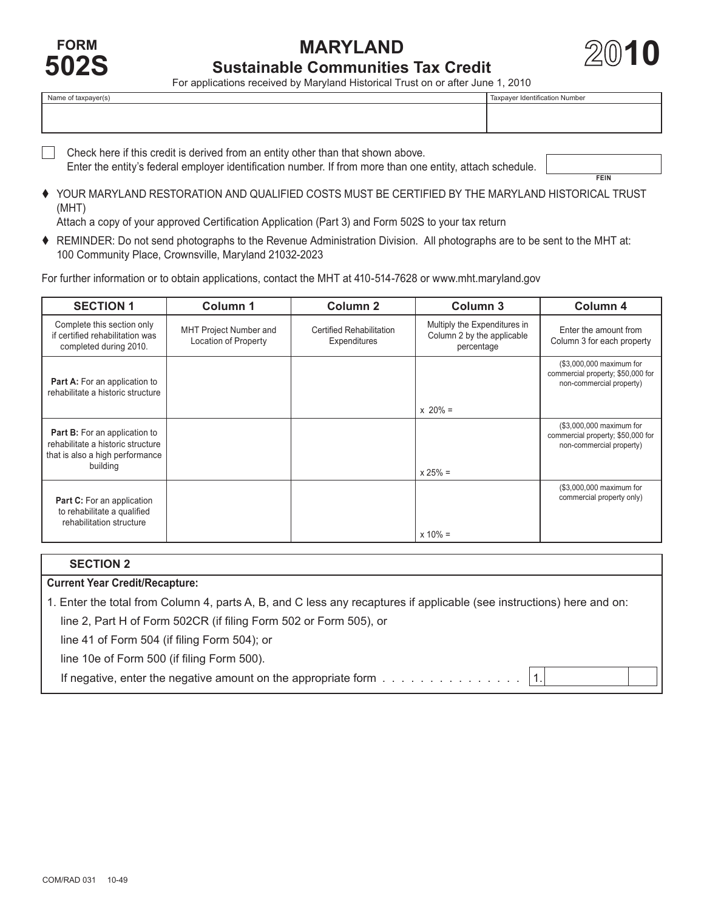# FORM 502S

# MARYLAND
## Sustainable Communities Tax Credit

# 2010

For applications received by Maryland Historical Trust on or after June 1, 2010

| Name of taxpayer(s) | Taxpayer Identification Number |
|---|---|
| | |

☐ Check here if this credit is derived from an entity other than that shown above.
Enter the entity's federal employer identification number. If from more than one entity, attach schedule. FEIN

- ♦ YOUR MARYLAND RESTORATION AND QUALIFIED COSTS MUST BE CERTIFIED BY THE MARYLAND HISTORICAL TRUST (MHT)
  Attach a copy of your approved Certification Application (Part 3) and Form 502S to your tax return
- ♦ REMINDER: Do not send photographs to the Revenue Administration Division. All photographs are to be sent to the MHT at: 100 Community Place, Crownsville, Maryland 21032-2023

For further information or to obtain applications, contact the MHT at 410-514-7628 or www.mht.maryland.gov

| SECTION 1 | Column 1 | Column 2 | Column 3 | Column 4 |
|---|---|---|---|---|
| Complete this section only if certified rehabilitation was completed during 2010. | MHT Project Number and Location of Property | Certified Rehabilitation Expenditures | Multiply the Expenditures in Column 2 by the applicable percentage | Enter the amount from Column 3 for each property |
| **Part A:** For an application to rehabilitate a historic structure | | | x 20% = | ($3,000,000 maximum for commercial property; $50,000 for non-commercial property) |
| **Part B:** For an application to rehabilitate a historic structure that is also a high performance building | | | x 25% = | ($3,000,000 maximum for commercial property; $50,000 for non-commercial property) |
| **Part C:** For an application to rehabilitate a qualified rehabilitation structure | | | x 10% = | ($3,000,000 maximum for commercial property only) |

### SECTION 2

**Current Year Credit/Recapture:**

1. Enter the total from Column 4, parts A, B, and C less any recaptures if applicable (see instructions) here and on:
   line 2, Part H of Form 502CR (if filing Form 502 or Form 505), or
   line 41 of Form 504 (if filing Form 504); or
   line 10e of Form 500 (if filing Form 500).
   If negative, enter the negative amount on the appropriate form . . . . . . . . . . . . . . . . 1.

COM/RAD 031 10-49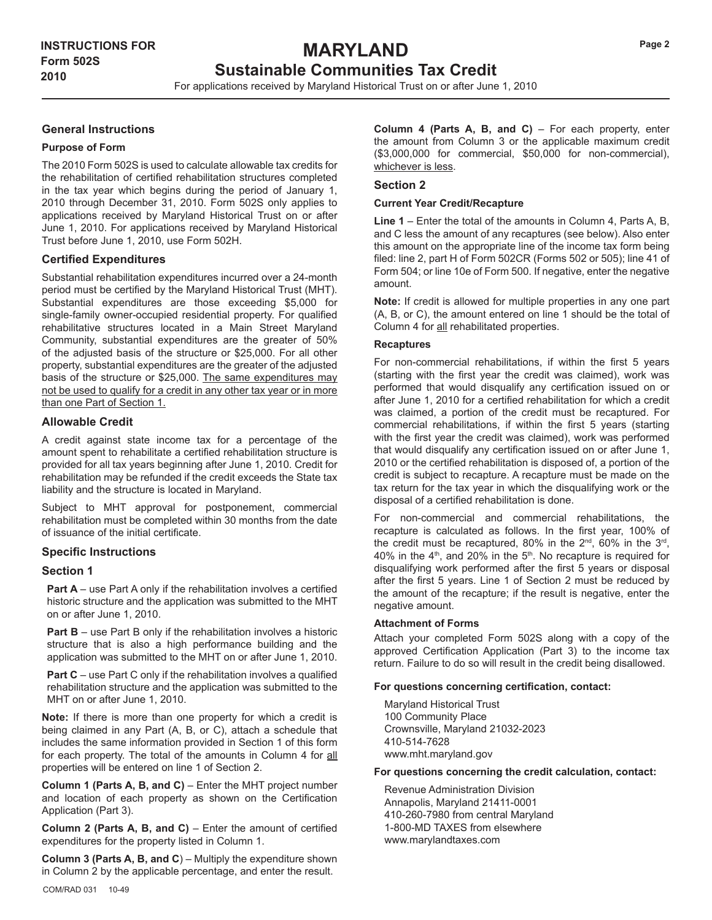# INSTRUCTIONS FOR Form 502S 2010

# MARYLAND
## Sustainable Communities Tax Credit

For applications received by Maryland Historical Trust on or after June 1, 2010

### General Instructions

#### Purpose of Form

The 2010 Form 502S is used to calculate allowable tax credits for the rehabilitation of certified rehabilitation structures completed in the tax year which begins during the period of January 1, 2010 through December 31, 2010. Form 502S only applies to applications received by Maryland Historical Trust on or after June 1, 2010. For applications received by Maryland Historical Trust before June 1, 2010, use Form 502H.

### Certified Expenditures

Substantial rehabilitation expenditures incurred over a 24-month period must be certified by the Maryland Historical Trust (MHT). Substantial expenditures are those exceeding $5,000 for single-family owner-occupied residential property. For qualified rehabilitative structures located in a Main Street Maryland Community, substantial expenditures are the greater of 50% of the adjusted basis of the structure or $25,000. For all other property, substantial expenditures are the greater of the adjusted basis of the structure or $25,000. <u>The same expenditures may not be used to qualify for a credit in any other tax year or in more than one Part of Section 1.</u>

### Allowable Credit

A credit against state income tax for a percentage of the amount spent to rehabilitate a certified rehabilitation structure is provided for all tax years beginning after June 1, 2010. Credit for rehabilitation may be refunded if the credit exceeds the State tax liability and the structure is located in Maryland.

Subject to MHT approval for postponement, commercial rehabilitation must be completed within 30 months from the date of issuance of the initial certificate.

### Specific Instructions

### Section 1

**Part A** – use Part A only if the rehabilitation involves a certified historic structure and the application was submitted to the MHT on or after June 1, 2010.

**Part B** – use Part B only if the rehabilitation involves a historic structure that is also a high performance building and the application was submitted to the MHT on or after June 1, 2010.

**Part C** – use Part C only if the rehabilitation involves a qualified rehabilitation structure and the application was submitted to the MHT on or after June 1, 2010.

**Note:** If there is more than one property for which a credit is being claimed in any Part (A, B, or C), attach a schedule that includes the same information provided in Section 1 of this form for each property. The total of the amounts in Column 4 for <u>all</u> properties will be entered on line 1 of Section 2.

**Column 1 (Parts A, B, and C)** – Enter the MHT project number and location of each property as shown on the Certification Application (Part 3).

**Column 2 (Parts A, B, and C)** – Enter the amount of certified expenditures for the property listed in Column 1.

**Column 3 (Parts A, B, and C)** – Multiply the expenditure shown in Column 2 by the applicable percentage, and enter the result.

**Column 4 (Parts A, B, and C)** – For each property, enter the amount from Column 3 or the applicable maximum credit ($3,000,000 for commercial, $50,000 for non-commercial), <u>whichever is less</u>.

### Section 2

#### Current Year Credit/Recapture

**Line 1** – Enter the total of the amounts in Column 4, Parts A, B, and C less the amount of any recaptures (see below). Also enter this amount on the appropriate line of the income tax form being filed: line 2, part H of Form 502CR (Forms 502 or 505); line 41 of Form 504; or line 10e of Form 500. If negative, enter the negative amount.

**Note:** If credit is allowed for multiple properties in any one part (A, B, or C), the amount entered on line 1 should be the total of Column 4 for <u>all</u> rehabilitated properties.

#### Recaptures

For non-commercial rehabilitations, if within the first 5 years (starting with the first year the credit was claimed), work was performed that would disqualify any certification issued on or after June 1, 2010 for a certified rehabilitation for which a credit was claimed, a portion of the credit must be recaptured. For commercial rehabilitations, if within the first 5 years (starting with the first year the credit was claimed), work was performed that would disqualify any certification issued on or after June 1, 2010 or the certified rehabilitation is disposed of, a portion of the credit is subject to recapture. A recapture must be made on the tax return for the tax year in which the disqualifying work or the disposal of a certified rehabilitation is done.

For non-commercial and commercial rehabilitations, the recapture is calculated as follows. In the first year, 100% of the credit must be recaptured, 80% in the 2nd, 60% in the 3rd, 40% in the 4th, and 20% in the 5th. No recapture is required for disqualifying work performed after the first 5 years or disposal after the first 5 years. Line 1 of Section 2 must be reduced by the amount of the recapture; if the result is negative, enter the negative amount.

#### Attachment of Forms

Attach your completed Form 502S along with a copy of the approved Certification Application (Part 3) to the income tax return. Failure to do so will result in the credit being disallowed.

**For questions concerning certification, contact:**

Maryland Historical Trust
100 Community Place
Crownsville, Maryland 21032-2023
410-514-7628
www.mht.maryland.gov

**For questions concerning the credit calculation, contact:**

Revenue Administration Division
Annapolis, Maryland 21411-0001
410-260-7980 from central Maryland
1-800-MD TAXES from elsewhere
www.marylandtaxes.com

COM/RAD 031 10-49